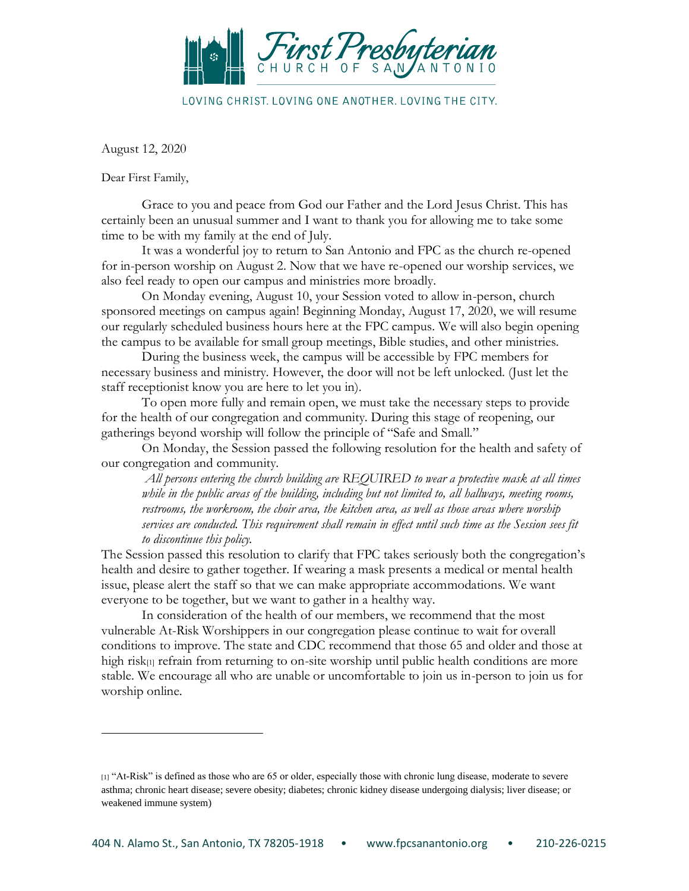First Presbyterian
CHURCH OF SAN ANTONIO

LOVING CHRIST. LOVING ONE ANOTHER. LOVING THE CITY.

August 12, 2020

Dear First Family,

Grace to you and peace from God our Father and the Lord Jesus Christ. This has certainly been an unusual summer and I want to thank you for allowing me to take some time to be with my family at the end of July.

It was a wonderful joy to return to San Antonio and FPC as the church re-opened for in-person worship on August 2. Now that we have re-opened our worship services, we also feel ready to open our campus and ministries more broadly.

On Monday evening, August 10, your Session voted to allow in-person, church sponsored meetings on campus again! Beginning Monday, August 17, 2020, we will resume our regularly scheduled business hours here at the FPC campus. We will also begin opening the campus to be available for small group meetings, Bible studies, and other ministries.

During the business week, the campus will be accessible by FPC members for necessary business and ministry. However, the door will not be left unlocked. (Just let the staff receptionist know you are here to let you in).

To open more fully and remain open, we must take the necessary steps to provide for the health of our congregation and community. During this stage of reopening, our gatherings beyond worship will follow the principle of "Safe and Small."

On Monday, the Session passed the following resolution for the health and safety of our congregation and community.

> *All persons entering the church building are REQUIRED to wear a protective mask at all times while in the public areas of the building, including but not limited to, all hallways, meeting rooms, restrooms, the workroom, the choir area, the kitchen area, as well as those areas where worship services are conducted. This requirement shall remain in effect until such time as the Session sees fit to discontinue this policy.*

The Session passed this resolution to clarify that FPC takes seriously both the congregation's health and desire to gather together. If wearing a mask presents a medical or mental health issue, please alert the staff so that we can make appropriate accommodations. We want everyone to be together, but we want to gather in a healthy way.

In consideration of the health of our members, we recommend that the most vulnerable At-Risk Worshippers in our congregation please continue to wait for overall conditions to improve. The state and CDC recommend that those 65 and older and those at high risk[1] refrain from returning to on-site worship until public health conditions are more stable. We encourage all who are unable or uncomfortable to join us in-person to join us for worship online.

---

[1] "At-Risk" is defined as those who are 65 or older, especially those with chronic lung disease, moderate to severe asthma; chronic heart disease; severe obesity; diabetes; chronic kidney disease undergoing dialysis; liver disease; or weakened immune system)

404 N. Alamo St., San Antonio, TX 78205-1918 • www.fpcsanantonio.org • 210-226-0215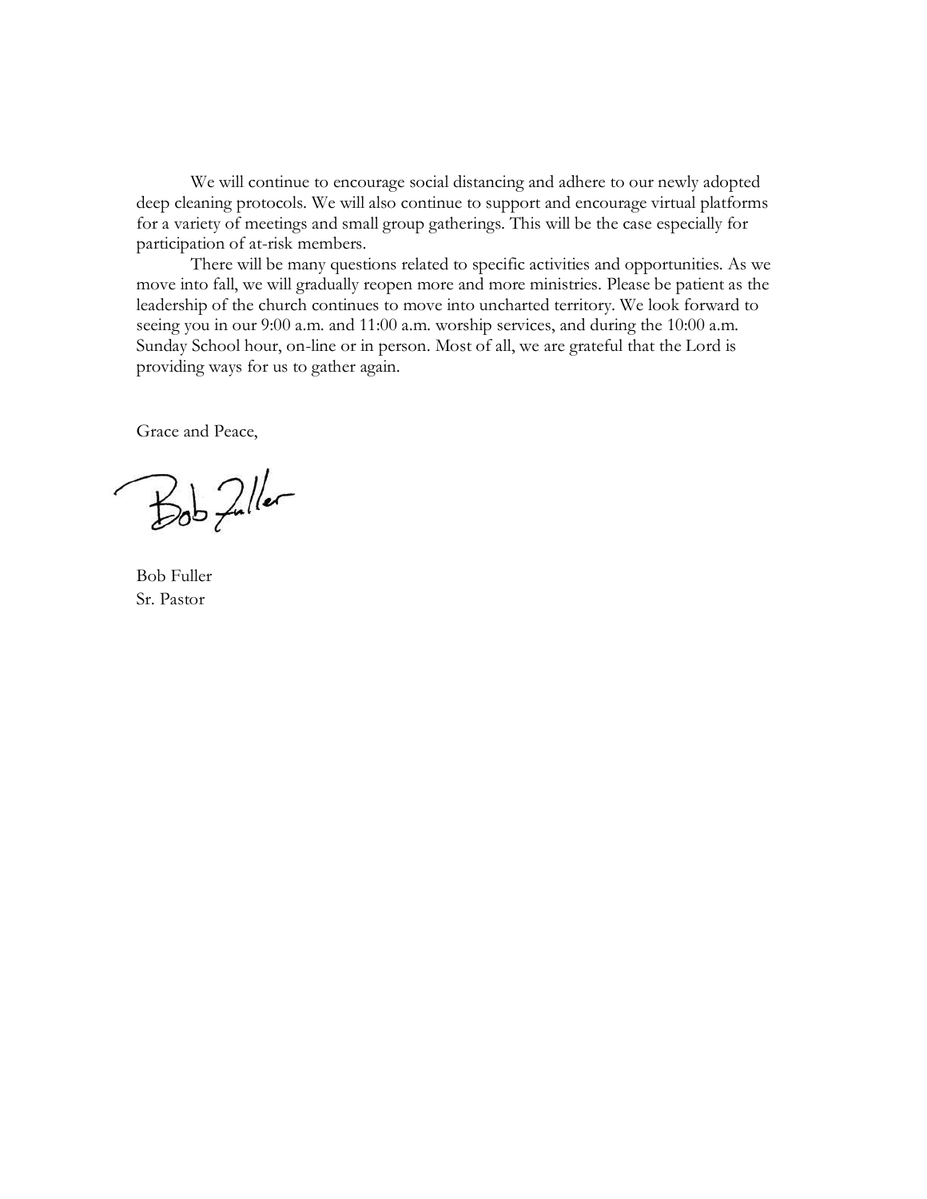We will continue to encourage social distancing and adhere to our newly adopted deep cleaning protocols. We will also continue to support and encourage virtual platforms for a variety of meetings and small group gatherings. This will be the case especially for participation of at-risk members.

There will be many questions related to specific activities and opportunities. As we move into fall, we will gradually reopen more and more ministries. Please be patient as the leadership of the church continues to move into uncharted territory. We look forward to seeing you in our 9:00 a.m. and 11:00 a.m. worship services, and during the 10:00 a.m. Sunday School hour, on-line or in person. Most of all, we are grateful that the Lord is providing ways for us to gather again.

Grace and Peace,

Bob Fuller

Bob Fuller
Sr. Pastor